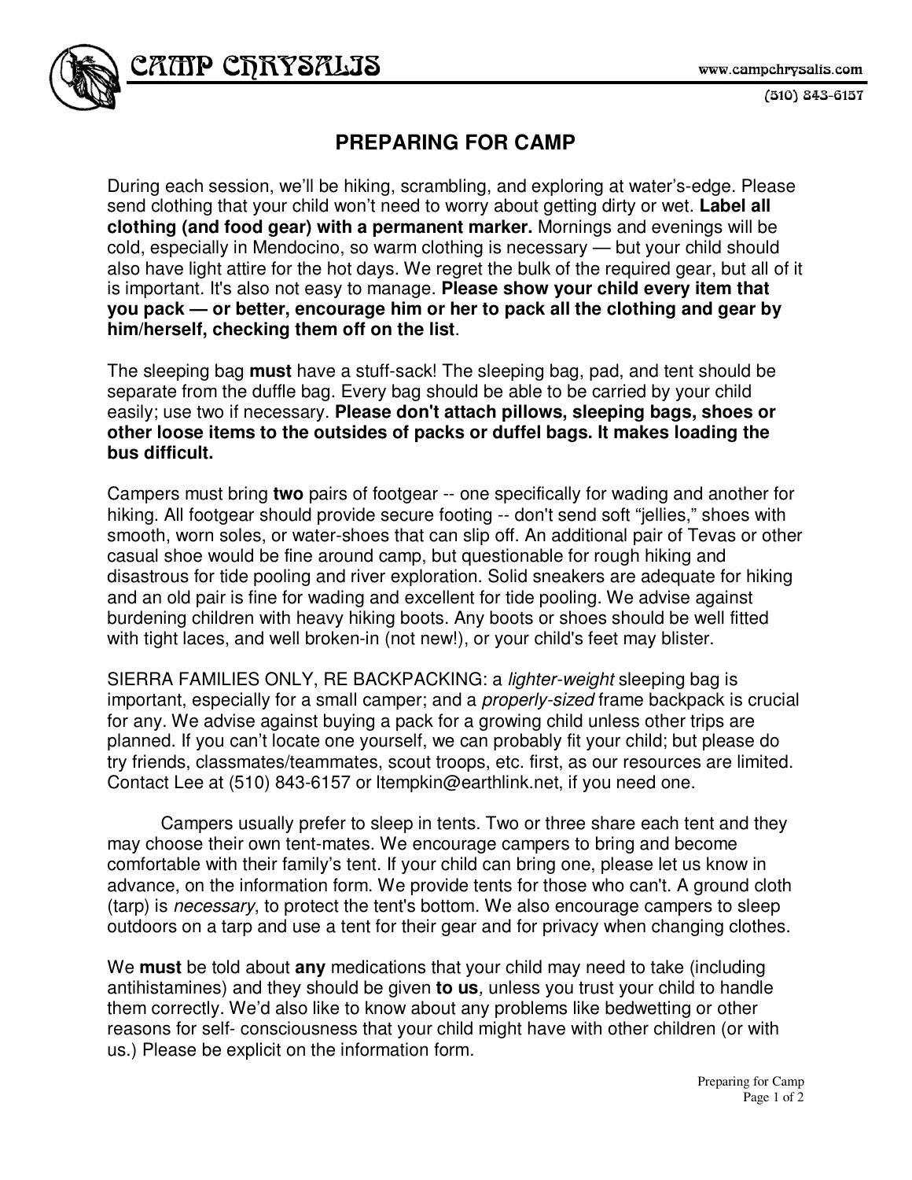CAMP CHRYSALIS

www.campchrysalis.com

(510) 843-6157

# PREPARING FOR CAMP

During each session, we'll be hiking, scrambling, and exploring at water's-edge. Please send clothing that your child won't need to worry about getting dirty or wet. **Label all clothing (and food gear) with a permanent marker.** Mornings and evenings will be cold, especially in Mendocino, so warm clothing is necessary — but your child should also have light attire for the hot days. We regret the bulk of the required gear, but all of it is important. It's also not easy to manage. **Please show your child every item that you pack — or better, encourage him or her to pack all the clothing and gear by him/herself, checking them off on the list**.

The sleeping bag **must** have a stuff-sack! The sleeping bag, pad, and tent should be separate from the duffle bag. Every bag should be able to be carried by your child easily; use two if necessary. **Please don't attach pillows, sleeping bags, shoes or other loose items to the outsides of packs or duffel bags. It makes loading the bus difficult.**

Campers must bring **two** pairs of footgear -- one specifically for wading and another for hiking. All footgear should provide secure footing -- don't send soft "jellies," shoes with smooth, worn soles, or water-shoes that can slip off. An additional pair of Tevas or other casual shoe would be fine around camp, but questionable for rough hiking and disastrous for tide pooling and river exploration. Solid sneakers are adequate for hiking and an old pair is fine for wading and excellent for tide pooling. We advise against burdening children with heavy hiking boots. Any boots or shoes should be well fitted with tight laces, and well broken-in (not new!), or your child's feet may blister.

SIERRA FAMILIES ONLY, RE BACKPACKING: a *lighter-weight* sleeping bag is important, especially for a small camper; and a *properly-sized* frame backpack is crucial for any. We advise against buying a pack for a growing child unless other trips are planned. If you can't locate one yourself, we can probably fit your child; but please do try friends, classmates/teammates, scout troops, etc. first, as our resources are limited. Contact Lee at (510) 843-6157 or ltempkin@earthlink.net, if you need one.

Campers usually prefer to sleep in tents. Two or three share each tent and they may choose their own tent-mates. We encourage campers to bring and become comfortable with their family's tent. If your child can bring one, please let us know in advance, on the information form. We provide tents for those who can't. A ground cloth (tarp) is *necessary*, to protect the tent's bottom. We also encourage campers to sleep outdoors on a tarp and use a tent for their gear and for privacy when changing clothes.

We **must** be told about **any** medications that your child may need to take (including antihistamines) and they should be given **to us**, unless you trust your child to handle them correctly. We'd also like to know about any problems like bedwetting or other reasons for self- consciousness that your child might have with other children (or with us.) Please be explicit on the information form.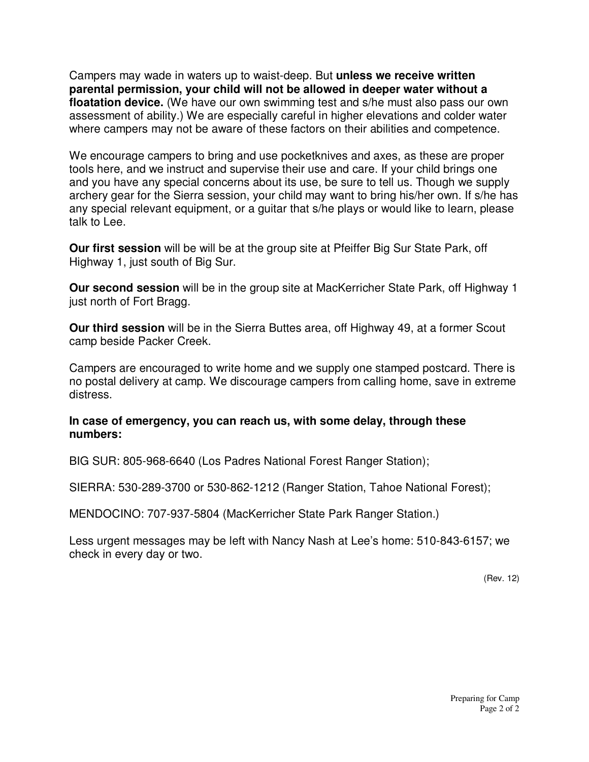Campers may wade in waters up to waist-deep. But **unless we receive written parental permission, your child will not be allowed in deeper water without a floatation device.** (We have our own swimming test and s/he must also pass our own assessment of ability.) We are especially careful in higher elevations and colder water where campers may not be aware of these factors on their abilities and competence.

We encourage campers to bring and use pocketknives and axes, as these are proper tools here, and we instruct and supervise their use and care. If your child brings one and you have any special concerns about its use, be sure to tell us. Though we supply archery gear for the Sierra session, your child may want to bring his/her own. If s/he has any special relevant equipment, or a guitar that s/he plays or would like to learn, please talk to Lee.

**Our first session** will be will be at the group site at Pfeiffer Big Sur State Park, off Highway 1, just south of Big Sur.

**Our second session** will be in the group site at MacKerricher State Park, off Highway 1 just north of Fort Bragg.

**Our third session** will be in the Sierra Buttes area, off Highway 49, at a former Scout camp beside Packer Creek.

Campers are encouraged to write home and we supply one stamped postcard. There is no postal delivery at camp. We discourage campers from calling home, save in extreme distress.

**In case of emergency, you can reach us, with some delay, through these numbers:**

BIG SUR: 805-968-6640 (Los Padres National Forest Ranger Station);

SIERRA: 530-289-3700 or 530-862-1212 (Ranger Station, Tahoe National Forest);

MENDOCINO: 707-937-5804 (MacKerricher State Park Ranger Station.)

Less urgent messages may be left with Nancy Nash at Lee's home: 510-843-6157; we check in every day or two.

(Rev. 12)